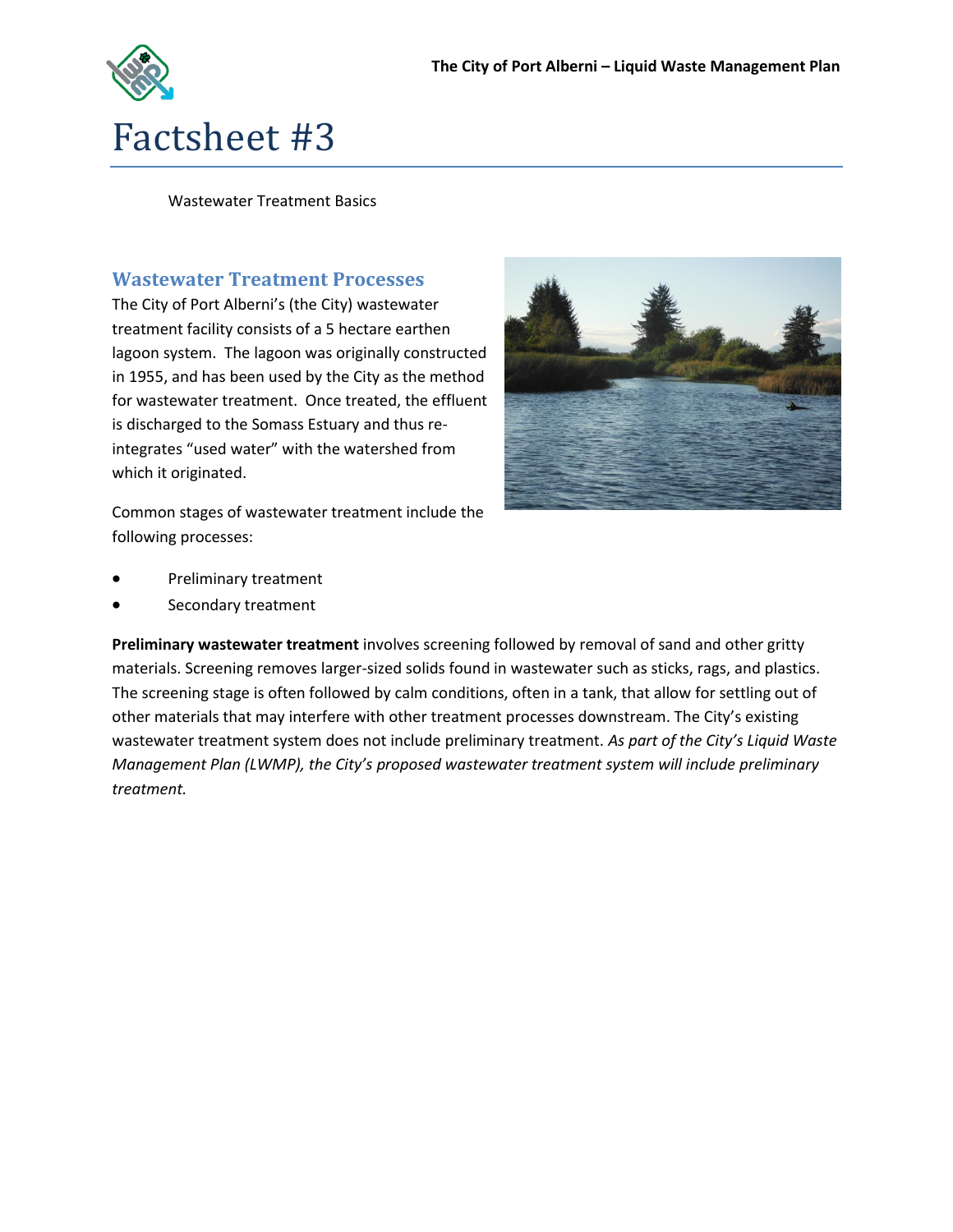# Factsheet #3

Wastewater Treatment Basics

## Wastewater Treatment Processes

The City of Port Alberni's (the City) wastewater treatment facility consists of a 5 hectare earthen lagoon system. The lagoon was originally constructed in 1955, and has been used by the City as the method for wastewater treatment. Once treated, the effluent is discharged to the Somass Estuary and thus re-integrates "used water" with the watershed from which it originated.

Common stages of wastewater treatment include the following processes:

- Preliminary treatment
- Secondary treatment

**Preliminary wastewater treatment** involves screening followed by removal of sand and other gritty materials. Screening removes larger-sized solids found in wastewater such as sticks, rags, and plastics. The screening stage is often followed by calm conditions, often in a tank, that allow for settling out of other materials that may interfere with other treatment processes downstream. The City's existing wastewater treatment system does not include preliminary treatment. *As part of the City's Liquid Waste Management Plan (LWMP), the City's proposed wastewater treatment system will include preliminary treatment.*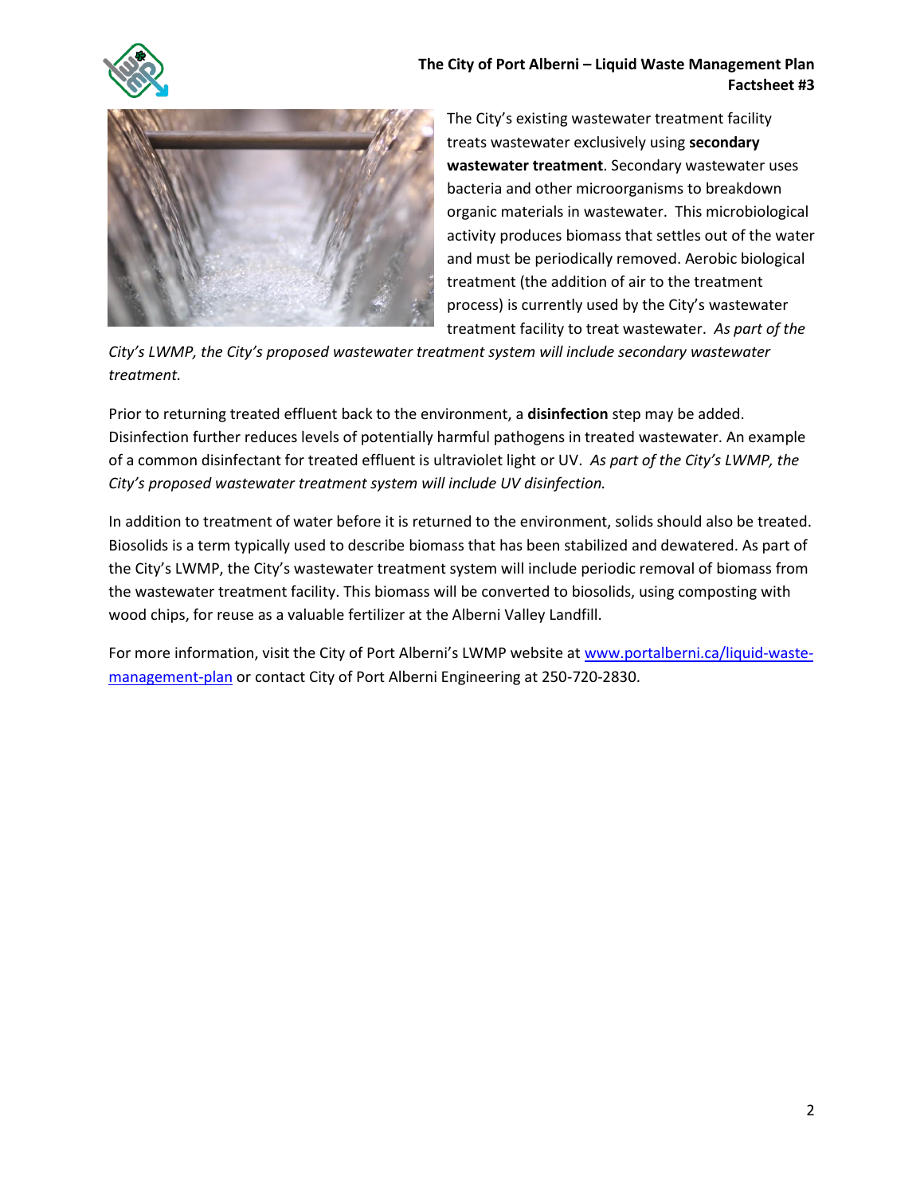The City's existing wastewater treatment facility treats wastewater exclusively using **secondary wastewater treatment**. Secondary wastewater uses bacteria and other microorganisms to breakdown organic materials in wastewater. This microbiological activity produces biomass that settles out of the water and must be periodically removed. Aerobic biological treatment (the addition of air to the treatment process) is currently used by the City's wastewater treatment facility to treat wastewater. *As part of the City's LWMP, the City's proposed wastewater treatment system will include secondary wastewater treatment.*

Prior to returning treated effluent back to the environment, a **disinfection** step may be added. Disinfection further reduces levels of potentially harmful pathogens in treated wastewater. An example of a common disinfectant for treated effluent is ultraviolet light or UV. *As part of the City's LWMP, the City's proposed wastewater treatment system will include UV disinfection.*

In addition to treatment of water before it is returned to the environment, solids should also be treated. Biosolids is a term typically used to describe biomass that has been stabilized and dewatered. As part of the City's LWMP, the City's wastewater treatment system will include periodic removal of biomass from the wastewater treatment facility. This biomass will be converted to biosolids, using composting with wood chips, for reuse as a valuable fertilizer at the Alberni Valley Landfill.

For more information, visit the City of Port Alberni's LWMP website at [www.portalberni.ca/liquid-waste-management-plan](http://www.portalberni.ca/liquid-waste-management-plan) or contact City of Port Alberni Engineering at 250-720-2830.